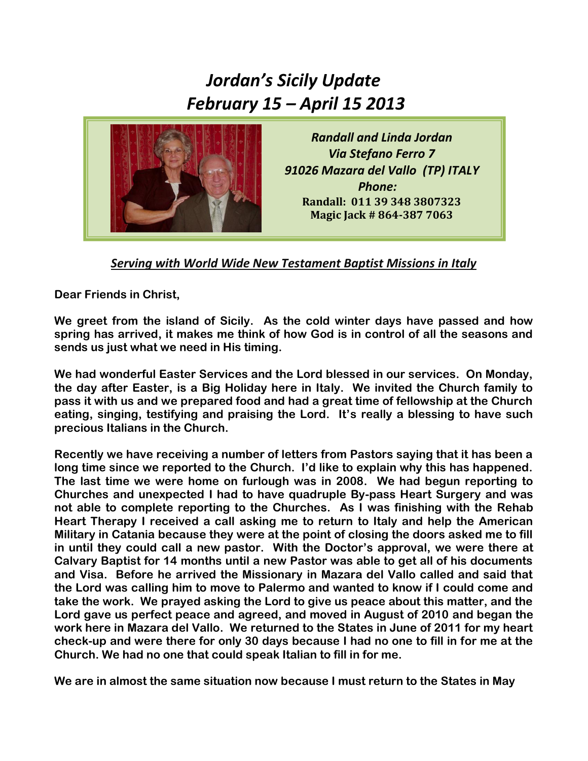# *Jordan's Sicily Update*
# *February 15 – April 15 2013*

*Randall and Linda Jordan*
*Via Stefano Ferro 7*
*91026 Mazara del Vallo (TP) ITALY*
*Phone:*
**Randall: 011 39 348 3807323**
**Magic Jack # 864-387 7063**

***Serving with World Wide New Testament Baptist Missions in Italy***

**Dear Friends in Christ,**

**We greet from the island of Sicily. As the cold winter days have passed and how spring has arrived, it makes me think of how God is in control of all the seasons and sends us just what we need in His timing.**

**We had wonderful Easter Services and the Lord blessed in our services. On Monday, the day after Easter, is a Big Holiday here in Italy. We invited the Church family to pass it with us and we prepared food and had a great time of fellowship at the Church eating, singing, testifying and praising the Lord. It's really a blessing to have such precious Italians in the Church.**

**Recently we have receiving a number of letters from Pastors saying that it has been a long time since we reported to the Church. I'd like to explain why this has happened. The last time we were home on furlough was in 2008. We had begun reporting to Churches and unexpected I had to have quadruple By-pass Heart Surgery and was not able to complete reporting to the Churches. As I was finishing with the Rehab Heart Therapy I received a call asking me to return to Italy and help the American Military in Catania because they were at the point of closing the doors asked me to fill in until they could call a new pastor. With the Doctor's approval, we were there at Calvary Baptist for 14 months until a new Pastor was able to get all of his documents and Visa. Before he arrived the Missionary in Mazara del Vallo called and said that the Lord was calling him to move to Palermo and wanted to know if I could come and take the work. We prayed asking the Lord to give us peace about this matter, and the Lord gave us perfect peace and agreed, and moved in August of 2010 and began the work here in Mazara del Vallo. We returned to the States in June of 2011 for my heart check-up and were there for only 30 days because I had no one to fill in for me at the Church. We had no one that could speak Italian to fill in for me.**

**We are in almost the same situation now because I must return to the States in May**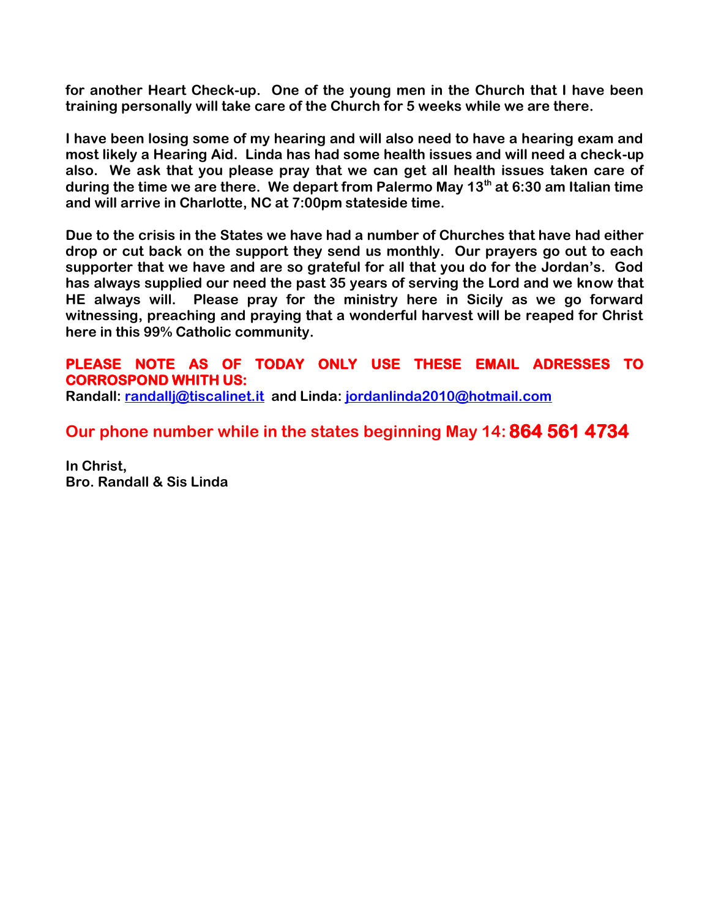**for another Heart Check-up. One of the young men in the Church that I have been training personally will take care of the Church for 5 weeks while we are there.**

**I have been losing some of my hearing and will also need to have a hearing exam and most likely a Hearing Aid. Linda has had some health issues and will need a check-up also. We ask that you please pray that we can get all health issues taken care of during the time we are there. We depart from Palermo May 13th at 6:30 am Italian time and will arrive in Charlotte, NC at 7:00pm stateside time.**

**Due to the crisis in the States we have had a number of Churches that have had either drop or cut back on the support they send us monthly. Our prayers go out to each supporter that we have and are so grateful for all that you do for the Jordan's. God has always supplied our need the past 35 years of serving the Lord and we know that HE always will. Please pray for the ministry here in Sicily as we go forward witnessing, preaching and praying that a wonderful harvest will be reaped for Christ here in this 99% Catholic community.**

**PLEASE NOTE AS OF TODAY ONLY USE THESE EMAIL ADRESSES TO CORROSPOND WHITH US:**
**Randall: randallj@tiscalinet.it and Linda: jordanlinda2010@hotmail.com**

**Our phone number while in the states beginning May 14: 864 561 4734**

**In Christ,**
**Bro. Randall & Sis Linda**